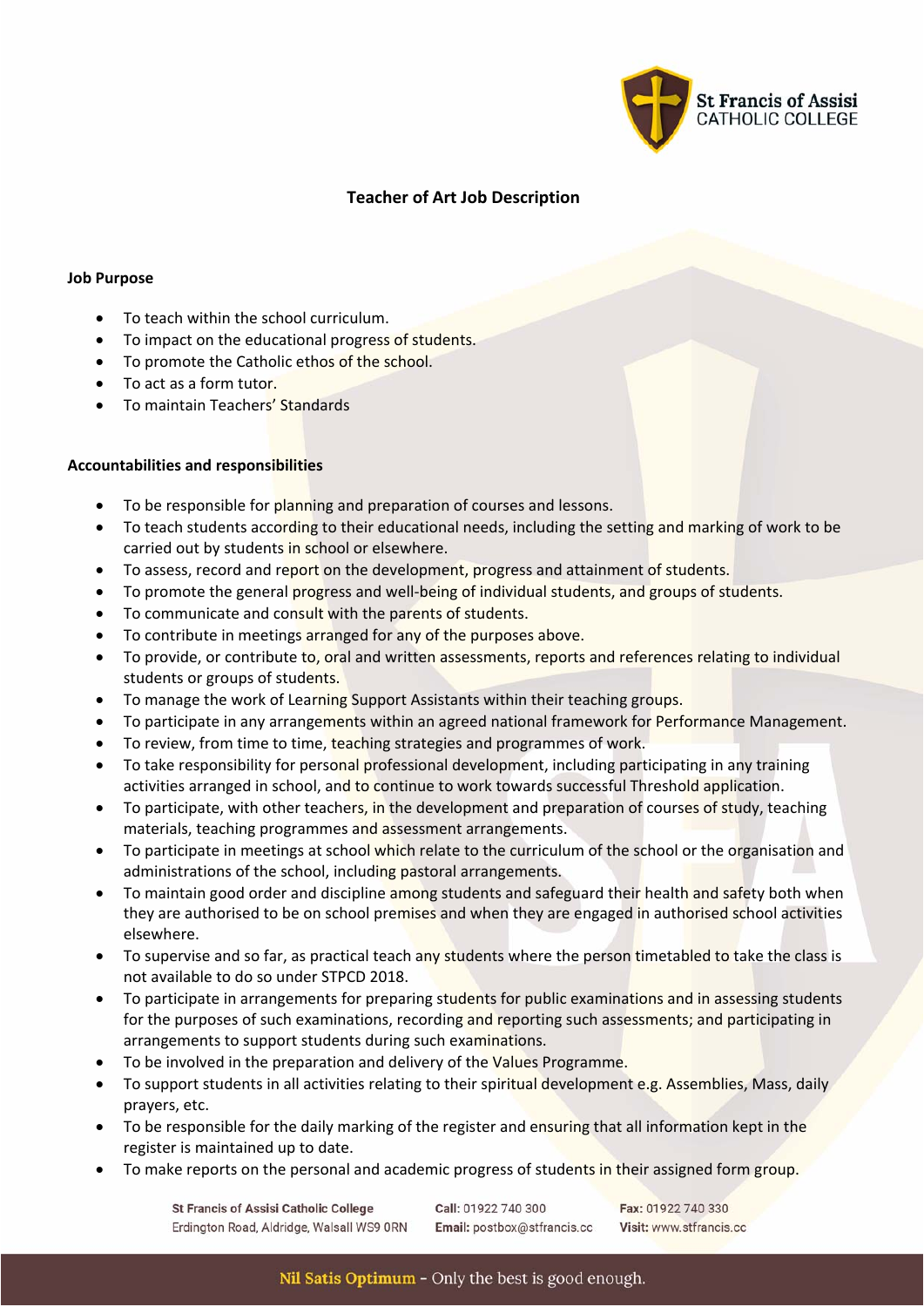# Teacher of Art Job Description

## Job Purpose

- To teach within the school curriculum.
- To impact on the educational progress of students.
- To promote the Catholic ethos of the school.
- To act as a form tutor.
- To maintain Teachers' Standards

## Accountabilities and responsibilities

- To be responsible for planning and preparation of courses and lessons.
- To teach students according to their educational needs, including the setting and marking of work to be carried out by students in school or elsewhere.
- To assess, record and report on the development, progress and attainment of students.
- To promote the general progress and well-being of individual students, and groups of students.
- To communicate and consult with the parents of students.
- To contribute in meetings arranged for any of the purposes above.
- To provide, or contribute to, oral and written assessments, reports and references relating to individual students or groups of students.
- To manage the work of Learning Support Assistants within their teaching groups.
- To participate in any arrangements within an agreed national framework for Performance Management.
- To review, from time to time, teaching strategies and programmes of work.
- To take responsibility for personal professional development, including participating in any training activities arranged in school, and to continue to work towards successful Threshold application.
- To participate, with other teachers, in the development and preparation of courses of study, teaching materials, teaching programmes and assessment arrangements.
- To participate in meetings at school which relate to the curriculum of the school or the organisation and administrations of the school, including pastoral arrangements.
- To maintain good order and discipline among students and safeguard their health and safety both when they are authorised to be on school premises and when they are engaged in authorised school activities elsewhere.
- To supervise and so far, as practical teach any students where the person timetabled to take the class is not available to do so under STPCD 2018.
- To participate in arrangements for preparing students for public examinations and in assessing students for the purposes of such examinations, recording and reporting such assessments; and participating in arrangements to support students during such examinations.
- To be involved in the preparation and delivery of the Values Programme.
- To support students in all activities relating to their spiritual development e.g. Assemblies, Mass, daily prayers, etc.
- To be responsible for the daily marking of the register and ensuring that all information kept in the register is maintained up to date.
- To make reports on the personal and academic progress of students in their assigned form group.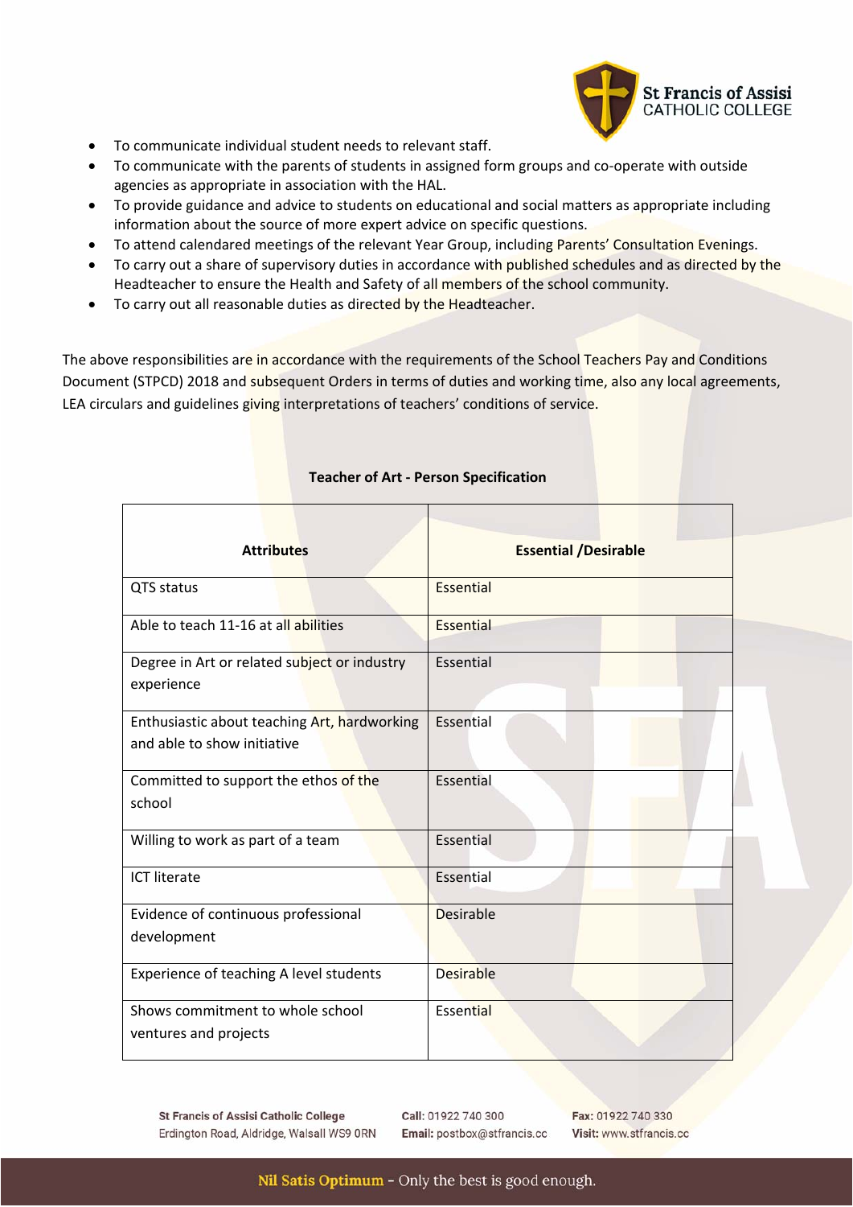- To communicate individual student needs to relevant staff.
- To communicate with the parents of students in assigned form groups and co-operate with outside agencies as appropriate in association with the HAL.
- To provide guidance and advice to students on educational and social matters as appropriate including information about the source of more expert advice on specific questions.
- To attend calendared meetings of the relevant Year Group, including Parents' Consultation Evenings.
- To carry out a share of supervisory duties in accordance with published schedules and as directed by the Headteacher to ensure the Health and Safety of all members of the school community.
- To carry out all reasonable duties as directed by the Headteacher.

The above responsibilities are in accordance with the requirements of the School Teachers Pay and Conditions Document (STPCD) 2018 and subsequent Orders in terms of duties and working time, also any local agreements, LEA circulars and guidelines giving interpretations of teachers' conditions of service.

**Teacher of Art - Person Specification**

| Attributes | Essential /Desirable |
|---|---|
| QTS status | Essential |
| Able to teach 11-16 at all abilities | Essential |
| Degree in Art or related subject or industry experience | Essential |
| Enthusiastic about teaching Art, hardworking and able to show initiative | Essential |
| Committed to support the ethos of the school | Essential |
| Willing to work as part of a team | Essential |
| ICT literate | Essential |
| Evidence of continuous professional development | Desirable |
| Experience of teaching A level students | Desirable |
| Shows commitment to whole school ventures and projects | Essential |